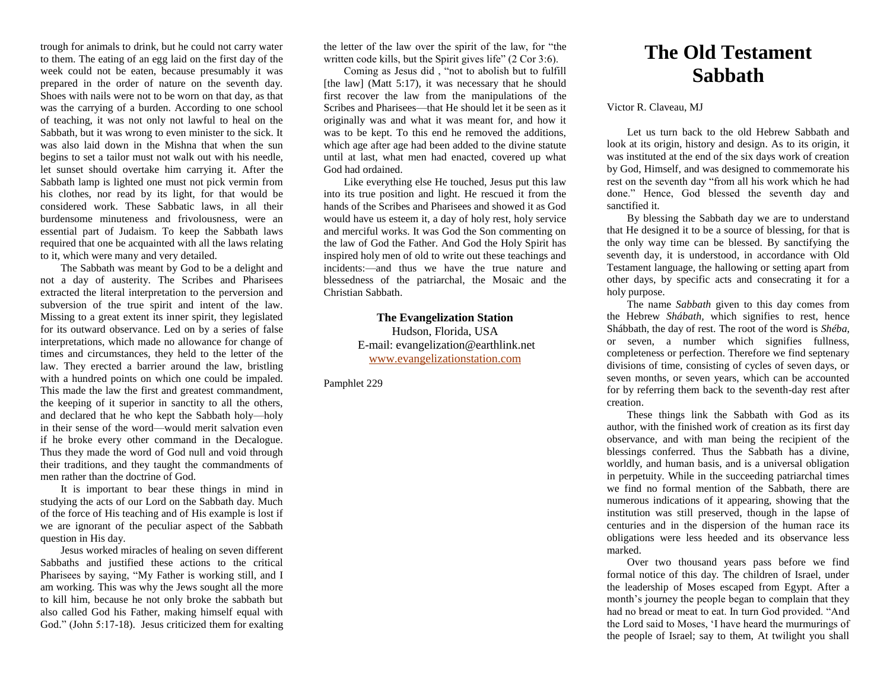# The Old Testament Sabbath

Victor R. Claveau, MJ

Let us turn back to the old Hebrew Sabbath and look at its origin, history and design. As to its origin, it was instituted at the end of the six days work of creation by God, Himself, and was designed to commemorate his rest on the seventh day "from all his work which he had done." Hence, God blessed the seventh day and sanctified it.

By blessing the Sabbath day we are to understand that He designed it to be a source of blessing, for that is the only way time can be blessed. By sanctifying the seventh day, it is understood, in accordance with Old Testament language, the hallowing or setting apart from other days, by specific acts and consecrating it for a holy purpose.

The name *Sabbath* given to this day comes from the Hebrew *Shábath,* which signifies to rest, hence Shábbath, the day of rest. The root of the word is *Shéba,* or seven, a number which signifies fullness, completeness or perfection. Therefore we find septenary divisions of time, consisting of cycles of seven days, or seven months, or seven years, which can be accounted for by referring them back to the seventh-day rest after creation.

These things link the Sabbath with God as its author, with the finished work of creation as its first day observance, and with man being the recipient of the blessings conferred. Thus the Sabbath has a divine, worldly, and human basis, and is a universal obligation in perpetuity. While in the succeeding patriarchal times we find no formal mention of the Sabbath, there are numerous indications of it appearing, showing that the institution was still preserved, though in the lapse of centuries and in the dispersion of the human race its obligations were less heeded and its observance less marked.

Over two thousand years pass before we find formal notice of this day. The children of Israel, under the leadership of Moses escaped from Egypt. After a month's journey the people began to complain that they had no bread or meat to eat. In turn God provided. "And the Lord said to Moses, 'I have heard the murmurings of the people of Israel; say to them, At twilight you shall

trough for animals to drink, but he could not carry water to them. The eating of an egg laid on the first day of the week could not be eaten, because presumably it was prepared in the order of nature on the seventh day. Shoes with nails were not to be worn on that day, as that was the carrying of a burden. According to one school of teaching, it was not only not lawful to heal on the Sabbath, but it was wrong to even minister to the sick. It was also laid down in the Mishna that when the sun begins to set a tailor must not walk out with his needle, let sunset should overtake him carrying it. After the Sabbath lamp is lighted one must not pick vermin from his clothes, nor read by its light, for that would be considered work. These Sabbatic laws, in all their burdensome minuteness and frivolousness, were an essential part of Judaism. To keep the Sabbath laws required that one be acquainted with all the laws relating to it, which were many and very detailed.

The Sabbath was meant by God to be a delight and not a day of austerity. The Scribes and Pharisees extracted the literal interpretation to the perversion and subversion of the true spirit and intent of the law. Missing to a great extent its inner spirit, they legislated for its outward observance. Led on by a series of false interpretations, which made no allowance for change of times and circumstances, they held to the letter of the law. They erected a barrier around the law, bristling with a hundred points on which one could be impaled. This made the law the first and greatest commandment, the keeping of it superior in sanctity to all the others, and declared that he who kept the Sabbath holy—holy in their sense of the word—would merit salvation even if he broke every other command in the Decalogue. Thus they made the word of God null and void through their traditions, and they taught the commandments of men rather than the doctrine of God.

It is important to bear these things in mind in studying the acts of our Lord on the Sabbath day. Much of the force of His teaching and of His example is lost if we are ignorant of the peculiar aspect of the Sabbath question in His day.

Jesus worked miracles of healing on seven different Sabbaths and justified these actions to the critical Pharisees by saying, "My Father is working still, and I am working. This was why the Jews sought all the more to kill him, because he not only broke the sabbath but also called God his Father, making himself equal with God." (John 5:17-18). Jesus criticized them for exalting the letter of the law over the spirit of the law, for "the written code kills, but the Spirit gives life" (2 Cor 3:6).

Coming as Jesus did , "not to abolish but to fulfill [the law] (Matt 5:17), it was necessary that he should first recover the law from the manipulations of the Scribes and Pharisees—that He should let it be seen as it originally was and what it was meant for, and how it was to be kept. To this end he removed the additions, which age after age had been added to the divine statute until at last, what men had enacted, covered up what God had ordained.

Like everything else He touched, Jesus put this law into its true position and light. He rescued it from the hands of the Scribes and Pharisees and showed it as God would have us esteem it, a day of holy rest, holy service and merciful works. It was God the Son commenting on the law of God the Father. And God the Holy Spirit has inspired holy men of old to write out these teachings and incidents:—and thus we have the true nature and blessedness of the patriarchal, the Mosaic and the Christian Sabbath.

**The Evangelization Station**
Hudson, Florida, USA
E-mail: evangelization@earthlink.net
www.evangelizationstation.com

Pamphlet 229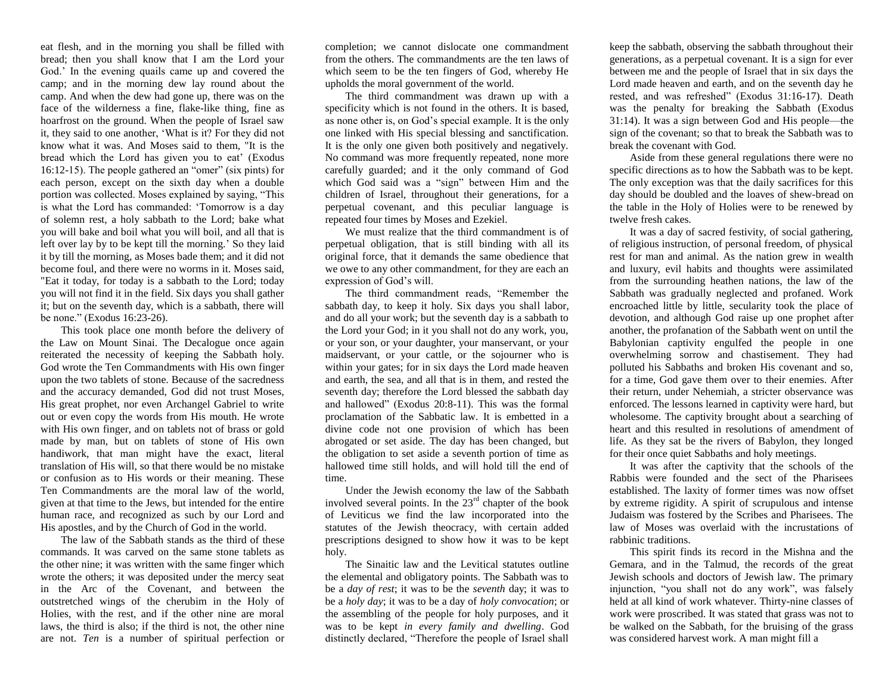eat flesh, and in the morning you shall be filled with bread; then you shall know that I am the Lord your God.' In the evening quails came up and covered the camp; and in the morning dew lay round about the camp. And when the dew had gone up, there was on the face of the wilderness a fine, flake-like thing, fine as hoarfrost on the ground. When the people of Israel saw it, they said to one another, 'What is it? For they did not know what it was. And Moses said to them, "It is the bread which the Lord has given you to eat' (Exodus 16:12-15). The people gathered an "omer" (six pints) for each person, except on the sixth day when a double portion was collected. Moses explained by saying, "This is what the Lord has commanded: 'Tomorrow is a day of solemn rest, a holy sabbath to the Lord; bake what you will bake and boil what you will boil, and all that is left over lay by to be kept till the morning.' So they laid it by till the morning, as Moses bade them; and it did not become foul, and there were no worms in it. Moses said, "Eat it today, for today is a sabbath to the Lord; today you will not find it in the field. Six days you shall gather it; but on the seventh day, which is a sabbath, there will be none." (Exodus 16:23-26).

This took place one month before the delivery of the Law on Mount Sinai. The Decalogue once again reiterated the necessity of keeping the Sabbath holy. God wrote the Ten Commandments with His own finger upon the two tablets of stone. Because of the sacredness and the accuracy demanded, God did not trust Moses, His great prophet, nor even Archangel Gabriel to write out or even copy the words from His mouth. He wrote with His own finger, and on tablets not of brass or gold made by man, but on tablets of stone of His own handiwork, that man might have the exact, literal translation of His will, so that there would be no mistake or confusion as to His words or their meaning. These Ten Commandments are the moral law of the world, given at that time to the Jews, but intended for the entire human race, and recognized as such by our Lord and His apostles, and by the Church of God in the world.

The law of the Sabbath stands as the third of these commands. It was carved on the same stone tablets as the other nine; it was written with the same finger which wrote the others; it was deposited under the mercy seat in the Arc of the Covenant, and between the outstretched wings of the cherubim in the Holy of Holies, with the rest, and if the other nine are moral laws, the third is also; if the third is not, the other nine are not. *Ten* is a number of spiritual perfection or completion; we cannot dislocate one commandment from the others. The commandments are the ten laws of which seem to be the ten fingers of God, whereby He upholds the moral government of the world.

The third commandment was drawn up with a specificity which is not found in the others. It is based, as none other is, on God's special example. It is the only one linked with His special blessing and sanctification. It is the only one given both positively and negatively. No command was more frequently repeated, none more carefully guarded; and it the only command of God which God said was a "sign" between Him and the children of Israel, throughout their generations, for a perpetual covenant, and this peculiar language is repeated four times by Moses and Ezekiel.

We must realize that the third commandment is of perpetual obligation, that is still binding with all its original force, that it demands the same obedience that we owe to any other commandment, for they are each an expression of God's will.

The third commandment reads, "Remember the sabbath day, to keep it holy. Six days you shall labor, and do all your work; but the seventh day is a sabbath to the Lord your God; in it you shall not do any work, you, or your son, or your daughter, your manservant, or your maidservant, or your cattle, or the sojourner who is within your gates; for in six days the Lord made heaven and earth, the sea, and all that is in them, and rested the seventh day; therefore the Lord blessed the sabbath day and hallowed" (Exodus 20:8-11). This was the formal proclamation of the Sabbatic law. It is embetted in a divine code not one provision of which has been abrogated or set aside. The day has been changed, but the obligation to set aside a seventh portion of time as hallowed time still holds, and will hold till the end of time.

Under the Jewish economy the law of the Sabbath involved several points. In the 23rd chapter of the book of Leviticus we find the law incorporated into the statutes of the Jewish theocracy, with certain added prescriptions designed to show how it was to be kept holy.

The Sinaitic law and the Levitical statutes outline the elemental and obligatory points. The Sabbath was to be a *day of rest*; it was to be the *seventh* day; it was to be a *holy day*; it was to be a day of *holy convocation*; or the assembling of the people for holy purposes, and it was to be kept *in every family and dwelling*. God distinctly declared, "Therefore the people of Israel shall keep the sabbath, observing the sabbath throughout their generations, as a perpetual covenant. It is a sign for ever between me and the people of Israel that in six days the Lord made heaven and earth, and on the seventh day he rested, and was refreshed" (Exodus 31:16-17). Death was the penalty for breaking the Sabbath (Exodus 31:14). It was a sign between God and His people—the sign of the covenant; so that to break the Sabbath was to break the covenant with God.

Aside from these general regulations there were no specific directions as to how the Sabbath was to be kept. The only exception was that the daily sacrifices for this day should be doubled and the loaves of shew-bread on the table in the Holy of Holies were to be renewed by twelve fresh cakes.

It was a day of sacred festivity, of social gathering, of religious instruction, of personal freedom, of physical rest for man and animal. As the nation grew in wealth and luxury, evil habits and thoughts were assimilated from the surrounding heathen nations, the law of the Sabbath was gradually neglected and profaned. Work encroached little by little, secularity took the place of devotion, and although God raise up one prophet after another, the profanation of the Sabbath went on until the Babylonian captivity engulfed the people in one overwhelming sorrow and chastisement. They had polluted his Sabbaths and broken His covenant and so, for a time, God gave them over to their enemies. After their return, under Nehemiah, a stricter observance was enforced. The lessons learned in captivity were hard, but wholesome. The captivity brought about a searching of heart and this resulted in resolutions of amendment of life. As they sat be the rivers of Babylon, they longed for their once quiet Sabbaths and holy meetings.

It was after the captivity that the schools of the Rabbis were founded and the sect of the Pharisees established. The laxity of former times was now offset by extreme rigidity. A spirit of scrupulous and intense Judaism was fostered by the Scribes and Pharisees. The law of Moses was overlaid with the incrustations of rabbinic traditions.

This spirit finds its record in the Mishna and the Gemara, and in the Talmud, the records of the great Jewish schools and doctors of Jewish law. The primary injunction, "you shall not do any work", was falsely held at all kind of work whatever. Thirty-nine classes of work were proscribed. It was stated that grass was not to be walked on the Sabbath, for the bruising of the grass was considered harvest work. A man might fill a